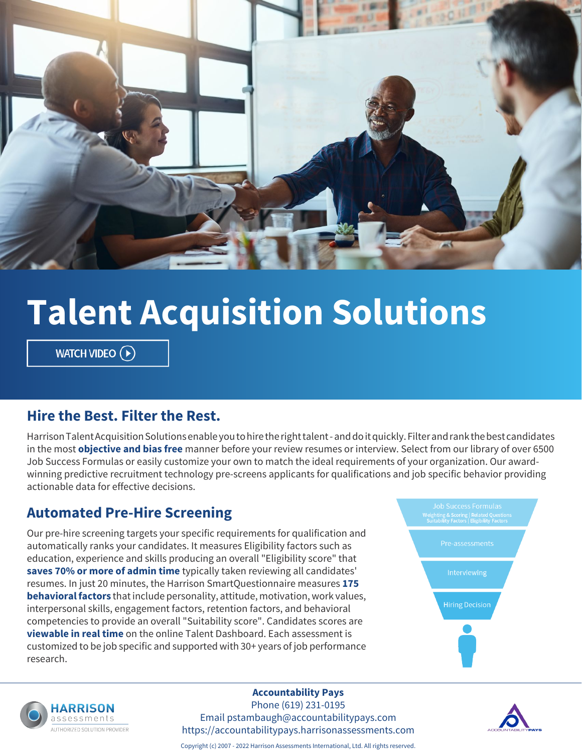# Talent Acquisition Solutions

WATCH VIDEO

## Hire the Best. Filter the Rest.

Harrison Talent Acquisition Solutions enable you to hire the right talent - and do it quickly. Filter and rank the best candidates in the most **objective and bias free** manner before your review resumes or interview. Select from our library of over 6500 Job Success Formulas or easily customize your own to match the ideal requirements of your organization. Our award-winning predictive recruitment technology pre-screens applicants for qualifications and job specific behavior providing actionable data for effective decisions.

## Automated Pre-Hire Screening

Our pre-hire screening targets your specific requirements for qualification and automatically ranks your candidates. It measures Eligibility factors such as education, experience and skills producing an overall "Eligibility score" that **saves 70% or more of admin time** typically taken reviewing all candidates' resumes. In just 20 minutes, the Harrison SmartQuestionnaire measures **175 behavioral factors** that include personality, attitude, motivation, work values, interpersonal skills, engagement factors, retention factors, and behavioral competencies to provide an overall "Suitability score". Candidates scores are **viewable in real time** on the online Talent Dashboard. Each assessment is customized to be job specific and supported with 30+ years of job performance research.

Job Success Formulas
Weighting & Scoring | Related Questions
Suitability Factors | Eligibility Factors

Pre-assessments

Interviewing

Hiring Decision

HARRISON assessments
AUTHORIZED SOLUTION PROVIDER

**Accountability Pays**
Phone (619) 231-0195
Email pstambaugh@accountabilitypays.com
https://accountabilitypays.harrisonassessments.com

ACCOUNTABILITYPAYS

Copyright (c) 2007 - 2022 Harrison Assessments International, Ltd. All rights reserved.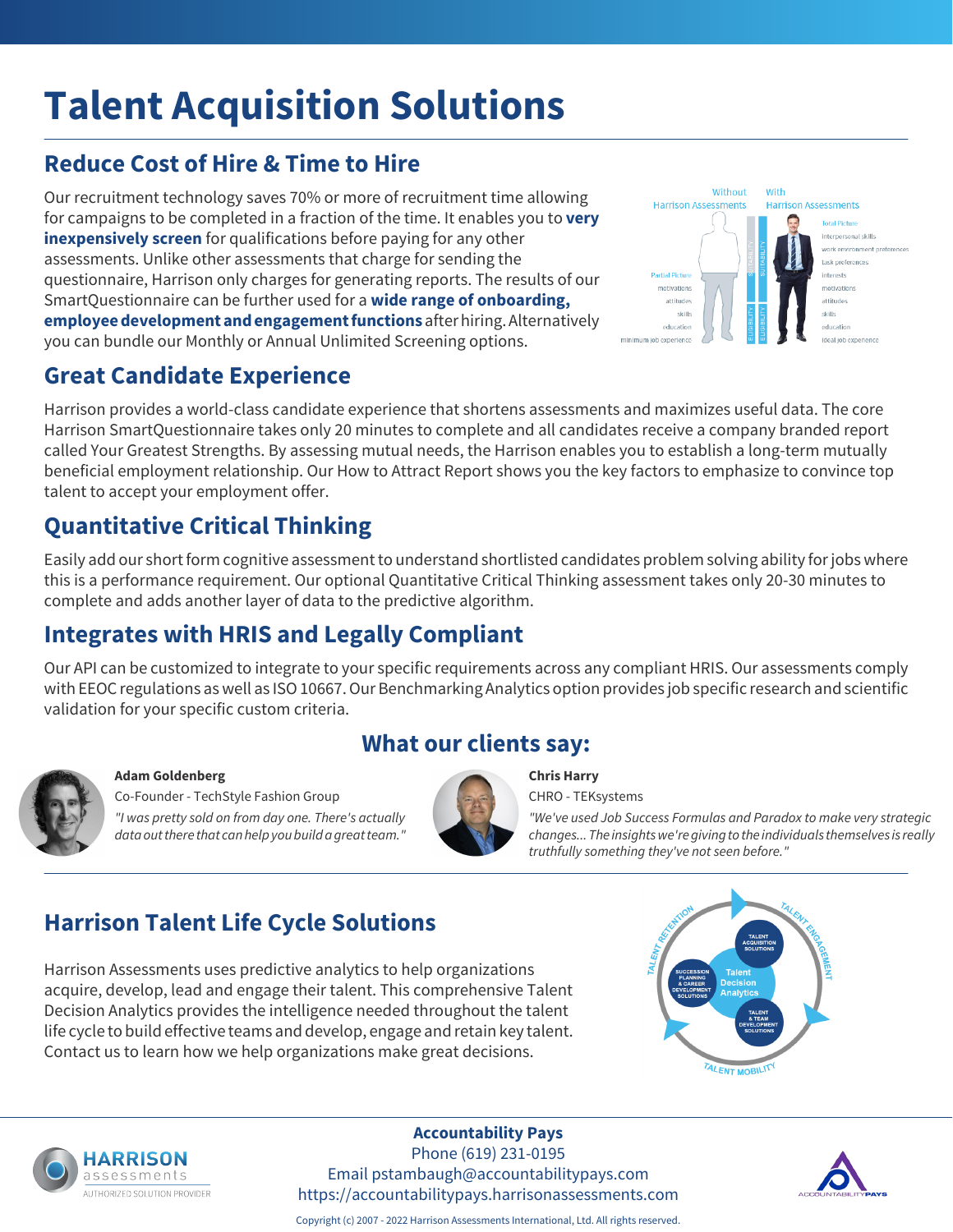# Talent Acquisition Solutions

## Reduce Cost of Hire & Time to Hire

Our recruitment technology saves 70% or more of recruitment time allowing for campaigns to be completed in a fraction of the time. It enables you to **very inexpensively screen** for qualifications before paying for any other assessments. Unlike other assessments that charge for sending the questionnaire, Harrison only charges for generating reports. The results of our SmartQuestionnaire can be further used for a **wide range of onboarding, employee development and engagement functions** after hiring. Alternatively you can bundle our Monthly or Annual Unlimited Screening options.

Without Harrison Assessments

With Harrison Assessments

Partial Picture

motivations

attitudes

skills

education

minimum job experience

SUITABILITY

ELIGIBILITY

Total Picture

interpersonal skills

work environment preferences

task preferences

interests

motivations

attitudes

skills

education

ideal job experience

## Great Candidate Experience

Harrison provides a world-class candidate experience that shortens assessments and maximizes useful data. The core Harrison SmartQuestionnaire takes only 20 minutes to complete and all candidates receive a company branded report called Your Greatest Strengths. By assessing mutual needs, the Harrison enables you to establish a long-term mutually beneficial employment relationship. Our How to Attract Report shows you the key factors to emphasize to convince top talent to accept your employment offer.

## Quantitative Critical Thinking

Easily add our short form cognitive assessment to understand shortlisted candidates problem solving ability for jobs where this is a performance requirement. Our optional Quantitative Critical Thinking assessment takes only 20-30 minutes to complete and adds another layer of data to the predictive algorithm.

## Integrates with HRIS and Legally Compliant

Our API can be customized to integrate to your specific requirements across any compliant HRIS. Our assessments comply with EEOC regulations as well as ISO 10667. Our Benchmarking Analytics option provides job specific research and scientific validation for your specific custom criteria.

## What our clients say:

**Adam Goldenberg**
Co-Founder - TechStyle Fashion Group
*"I was pretty sold on from day one. There's actually data out there that can help you build a great team."*

**Chris Harry**
CHRO - TEKsystems
*"We've used Job Success Formulas and Paradox to make very strategic changes... The insights we're giving to the individuals themselves is really truthfully something they've not seen before."*

## Harrison Talent Life Cycle Solutions

Harrison Assessments uses predictive analytics to help organizations acquire, develop, lead and engage their talent. This comprehensive Talent Decision Analytics provides the intelligence needed throughout the talent life cycle to build effective teams and develop, engage and retain key talent. Contact us to learn how we help organizations make great decisions.

TALENT RETENTION

TALENT ENGAGEMENT

TALENT MOBILITY

TALENT ACQUISITION SOLUTIONS

Talent Decision Analytics

SUCCESSION PLANNING & CAREER DEVELOPMENT SOLUTIONS

TALENT & TEAM DEVELOPMENT SOLUTIONS

HARRISON assessments
AUTHORIZED SOLUTION PROVIDER

**Accountability Pays**
Phone (619) 231-0195
Email pstambaugh@accountabilitypays.com
https://accountabilitypays.harrisonassessments.com

ACCOUNTABILITYPAYS

Copyright (c) 2007 - 2022 Harrison Assessments International, Ltd. All rights reserved.